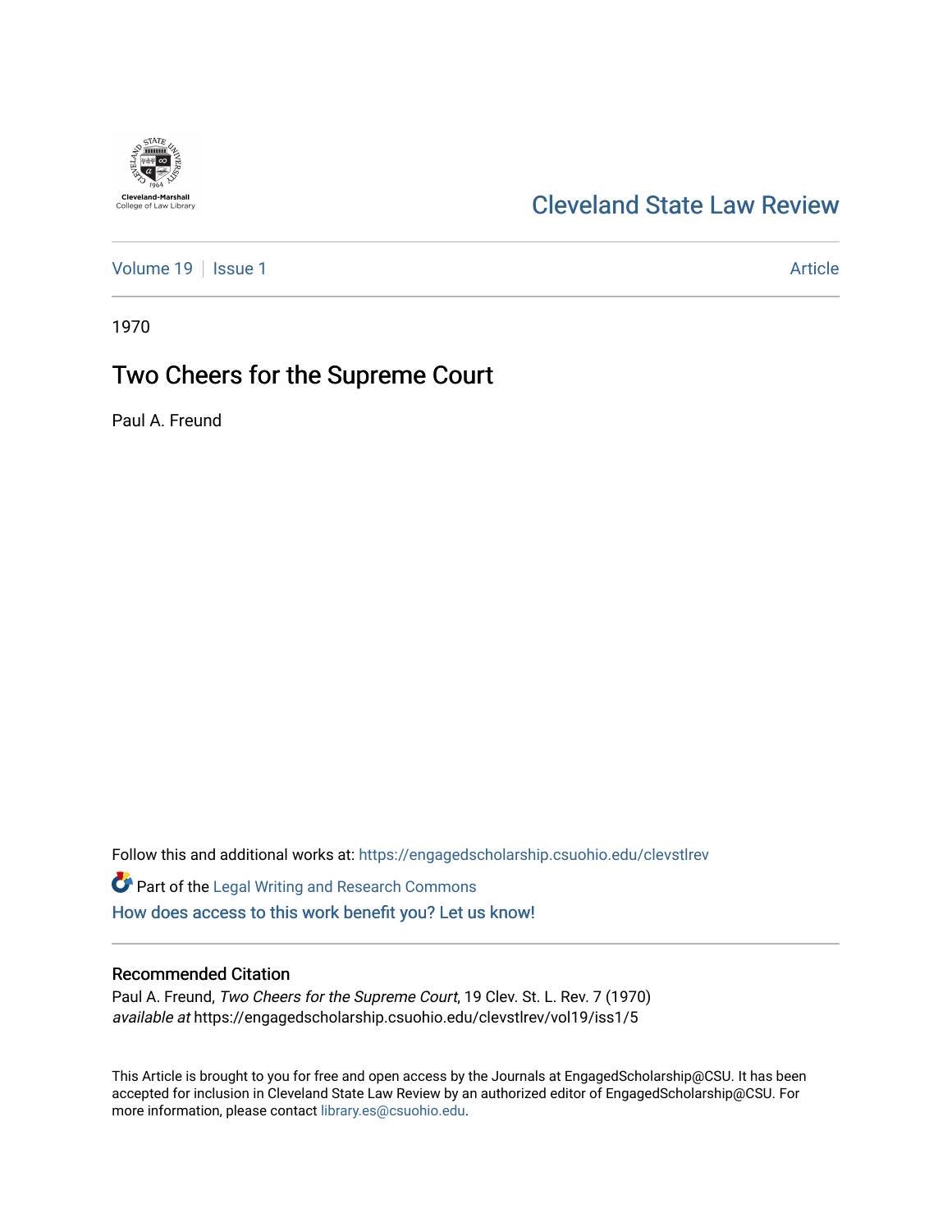Cleveland-Marshall College of Law Library

# Cleveland State Law Review

Volume 19 | Issue 1 | Article

1970

## Two Cheers for the Supreme Court

Paul A. Freund

Follow this and additional works at: https://engagedscholarship.csuohio.edu/clevstlrev

Part of the Legal Writing and Research Commons

How does access to this work benefit you? Let us know!

### Recommended Citation

Paul A. Freund, *Two Cheers for the Supreme Court*, 19 Clev. St. L. Rev. 7 (1970)
*available at* https://engagedscholarship.csuohio.edu/clevstlrev/vol19/iss1/5

This Article is brought to you for free and open access by the Journals at EngagedScholarship@CSU. It has been accepted for inclusion in Cleveland State Law Review by an authorized editor of EngagedScholarship@CSU. For more information, please contact library.es@csuohio.edu.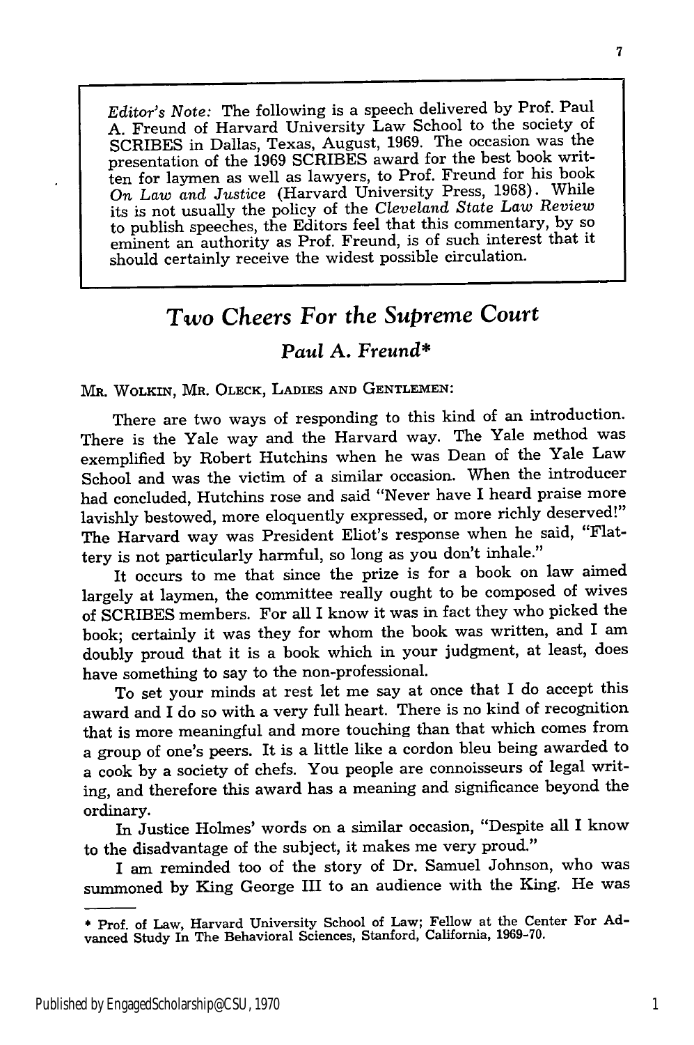*Editor's Note:* The following is a speech delivered by Prof. Paul A. Freund of Harvard University Law School to the society of SCRIBES in Dallas, Texas, August, 1969. The occasion was the presentation of the 1969 SCRIBES award for the best book written for laymen as well as lawyers, to Prof. Freund for his book *On Law and Justice* (Harvard University Press, 1968). While its is not usually the policy of the *Cleveland State Law Review* to publish speeches, the Editors feel that this commentary, by so eminent an authority as Prof. Freund, is of such interest that it should certainly receive the widest possible circulation.

# *Two Cheers For the Supreme Court*

## *Paul A. Freund**

MR. WOLKIN, MR. OLECK, LADIES AND GENTLEMEN:

There are two ways of responding to this kind of an introduction. There is the Yale way and the Harvard way. The Yale method was exemplified by Robert Hutchins when he was Dean of the Yale Law School and was the victim of a similar occasion. When the introducer had concluded, Hutchins rose and said "Never have I heard praise more lavishly bestowed, more eloquently expressed, or more richly deserved!" The Harvard way was President Eliot's response when he said, "Flattery is not particularly harmful, so long as you don't inhale."

It occurs to me that since the prize is for a book on law aimed largely at laymen, the committee really ought to be composed of wives of SCRIBES members. For all I know it was in fact they who picked the book; certainly it was they for whom the book was written, and I am doubly proud that it is a book which in your judgment, at least, does have something to say to the non-professional.

To set your minds at rest let me say at once that I do accept this award and I do so with a very full heart. There is no kind of recognition that is more meaningful and more touching than that which comes from a group of one's peers. It is a little like a cordon bleu being awarded to a cook by a society of chefs. You people are connoisseurs of legal writing, and therefore this award has a meaning and significance beyond the ordinary.

In Justice Holmes' words on a similar occasion, "Despite all I know to the disadvantage of the subject, it makes me very proud."

I am reminded too of the story of Dr. Samuel Johnson, who was summoned by King George III to an audience with the King. He was

---

* Prof. of Law, Harvard University School of Law; Fellow at the Center For Advanced Study In The Behavioral Sciences, Stanford, California, 1969-70.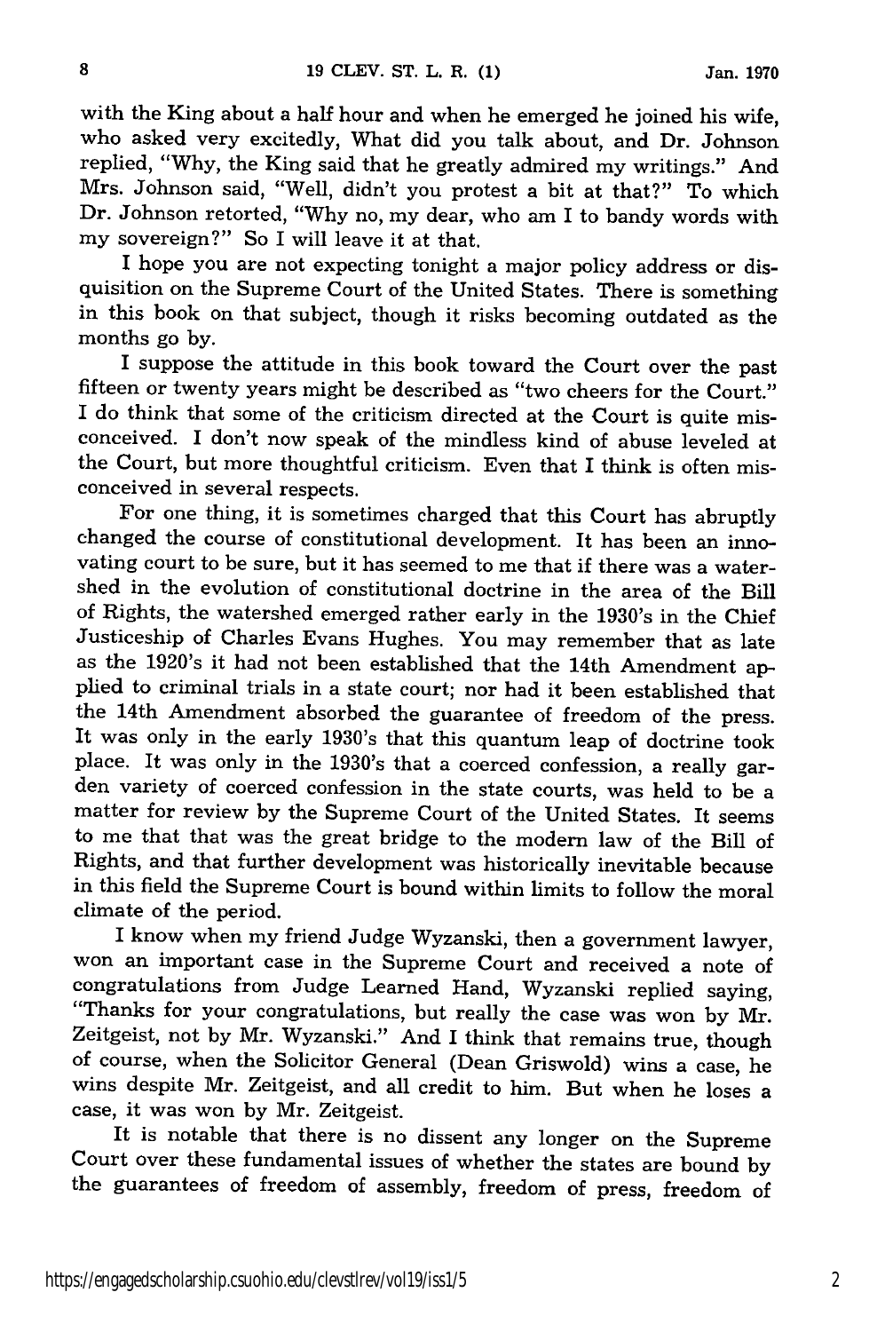with the King about a half hour and when he emerged he joined his wife, who asked very excitedly, What did you talk about, and Dr. Johnson replied, "Why, the King said that he greatly admired my writings." And Mrs. Johnson said, "Well, didn't you protest a bit at that?" To which Dr. Johnson retorted, "Why no, my dear, who am I to bandy words with my sovereign?" So I will leave it at that.

I hope you are not expecting tonight a major policy address or disquisition on the Supreme Court of the United States. There is something in this book on that subject, though it risks becoming outdated as the months go by.

I suppose the attitude in this book toward the Court over the past fifteen or twenty years might be described as "two cheers for the Court." I do think that some of the criticism directed at the Court is quite misconceived. I don't now speak of the mindless kind of abuse leveled at the Court, but more thoughtful criticism. Even that I think is often misconceived in several respects.

For one thing, it is sometimes charged that this Court has abruptly changed the course of constitutional development. It has been an innovating court to be sure, but it has seemed to me that if there was a watershed in the evolution of constitutional doctrine in the area of the Bill of Rights, the watershed emerged rather early in the 1930's in the Chief Justiceship of Charles Evans Hughes. You may remember that as late as the 1920's it had not been established that the 14th Amendment applied to criminal trials in a state court; nor had it been established that the 14th Amendment absorbed the guarantee of freedom of the press. It was only in the early 1930's that this quantum leap of doctrine took place. It was only in the 1930's that a coerced confession, a really garden variety of coerced confession in the state courts, was held to be a matter for review by the Supreme Court of the United States. It seems to me that that was the great bridge to the modern law of the Bill of Rights, and that further development was historically inevitable because in this field the Supreme Court is bound within limits to follow the moral climate of the period.

I know when my friend Judge Wyzanski, then a government lawyer, won an important case in the Supreme Court and received a note of congratulations from Judge Learned Hand, Wyzanski replied saying, "Thanks for your congratulations, but really the case was won by Mr. Zeitgeist, not by Mr. Wyzanski." And I think that remains true, though of course, when the Solicitor General (Dean Griswold) wins a case, he wins despite Mr. Zeitgeist, and all credit to him. But when he loses a case, it was won by Mr. Zeitgeist.

It is notable that there is no dissent any longer on the Supreme Court over these fundamental issues of whether the states are bound by the guarantees of freedom of assembly, freedom of press, freedom of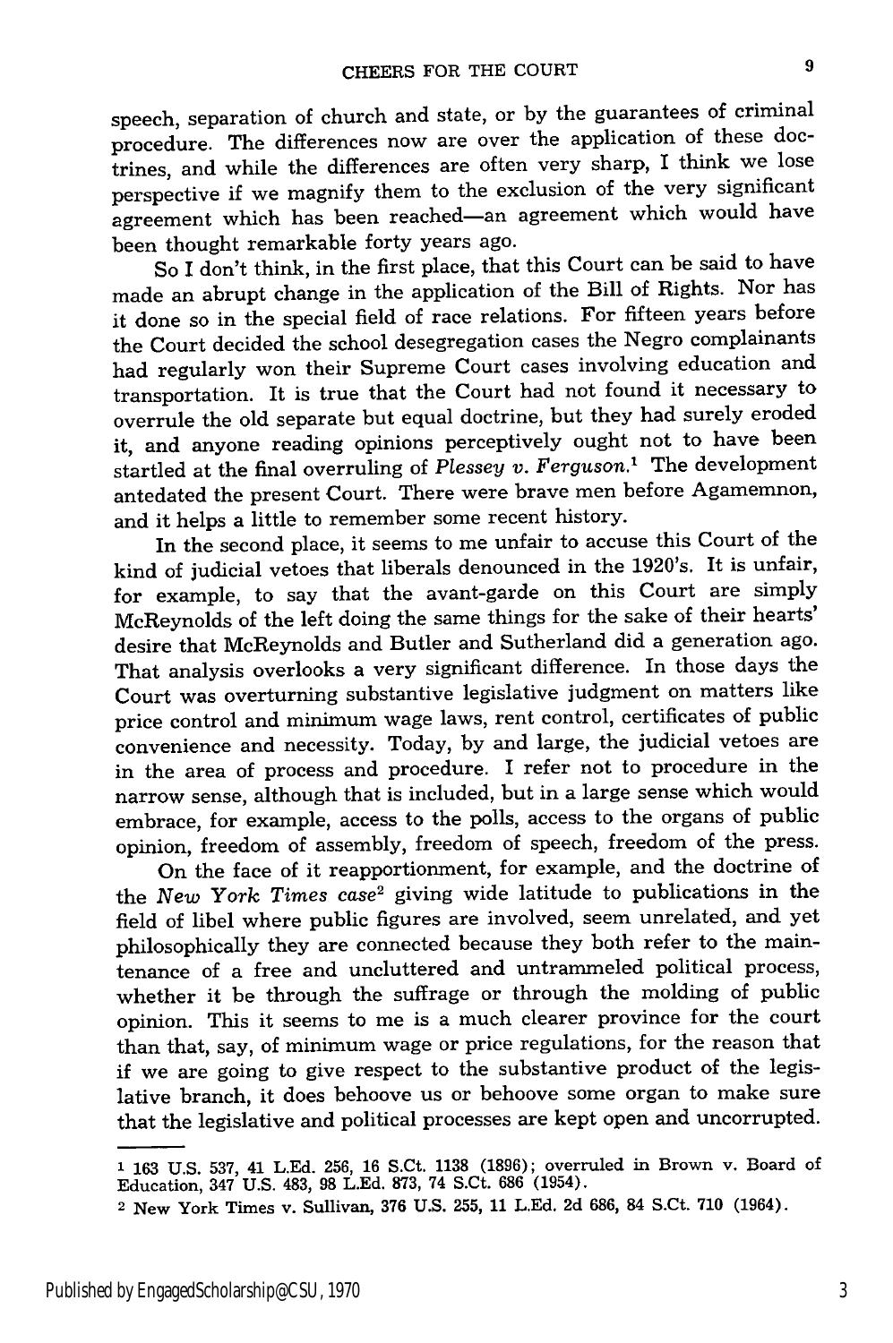speech, separation of church and state, or by the guarantees of criminal procedure. The differences now are over the application of these doctrines, and while the differences are often very sharp, I think we lose perspective if we magnify them to the exclusion of the very significant agreement which has been reached—an agreement which would have been thought remarkable forty years ago.

So I don't think, in the first place, that this Court can be said to have made an abrupt change in the application of the Bill of Rights. Nor has it done so in the special field of race relations. For fifteen years before the Court decided the school desegregation cases the Negro complainants had regularly won their Supreme Court cases involving education and transportation. It is true that the Court had not found it necessary to overrule the old separate but equal doctrine, but they had surely eroded it, and anyone reading opinions perceptively ought not to have been startled at the final overruling of *Plessey v. Ferguson*.[1] The development antedated the present Court. There were brave men before Agamemnon, and it helps a little to remember some recent history.

In the second place, it seems to me unfair to accuse this Court of the kind of judicial vetoes that liberals denounced in the 1920's. It is unfair, for example, to say that the avant-garde on this Court are simply McReynolds of the left doing the same things for the sake of their hearts' desire that McReynolds and Butler and Sutherland did a generation ago. That analysis overlooks a very significant difference. In those days the Court was overturning substantive legislative judgment on matters like price control and minimum wage laws, rent control, certificates of public convenience and necessity. Today, by and large, the judicial vetoes are in the area of process and procedure. I refer not to procedure in the narrow sense, although that is included, but in a large sense which would embrace, for example, access to the polls, access to the organs of public opinion, freedom of assembly, freedom of speech, freedom of the press.

On the face of it reapportionment, for example, and the doctrine of the *New York Times case*[2] giving wide latitude to publications in the field of libel where public figures are involved, seem unrelated, and yet philosophically they are connected because they both refer to the maintenance of a free and uncluttered and untrammeled political process, whether it be through the suffrage or through the molding of public opinion. This it seems to me is a much clearer province for the court than that, say, of minimum wage or price regulations, for the reason that if we are going to give respect to the substantive product of the legislative branch, it does behoove us or behoove some organ to make sure that the legislative and political processes are kept open and uncorrupted.

---

1 163 U.S. 537, 41 L.Ed. 256, 16 S.Ct. 1138 (1896); overruled in Brown v. Board of Education, 347 U.S. 483, 98 L.Ed. 873, 74 S.Ct. 686 (1954).

2 New York Times v. Sullivan, 376 U.S. 255, 11 L.Ed. 2d 686, 84 S.Ct. 710 (1964).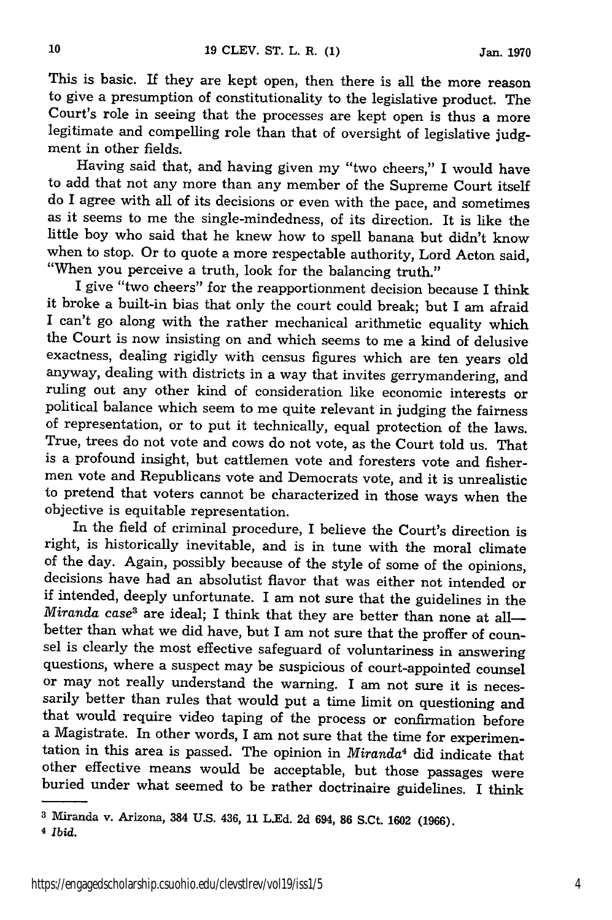This is basic. If they are kept open, then there is all the more reason to give a presumption of constitutionality to the legislative product. The Court's role in seeing that the processes are kept open is thus a more legitimate and compelling role than that of oversight of legislative judgment in other fields.

Having said that, and having given my "two cheers," I would have to add that not any more than any member of the Supreme Court itself do I agree with all of its decisions or even with the pace, and sometimes as it seems to me the single-mindedness, of its direction. It is like the little boy who said that he knew how to spell banana but didn't know when to stop. Or to quote a more respectable authority, Lord Acton said, "When you perceive a truth, look for the balancing truth."

I give "two cheers" for the reapportionment decision because I think it broke a built-in bias that only the court could break; but I am afraid I can't go along with the rather mechanical arithmetic equality which the Court is now insisting on and which seems to me a kind of delusive exactness, dealing rigidly with census figures which are ten years old anyway, dealing with districts in a way that invites gerrymandering, and ruling out any other kind of consideration like economic interests or political balance which seem to me quite relevant in judging the fairness of representation, or to put it technically, equal protection of the laws. True, trees do not vote and cows do not vote, as the Court told us. That is a profound insight, but cattlemen vote and foresters vote and fishermen vote and Republicans vote and Democrats vote, and it is unrealistic to pretend that voters cannot be characterized in those ways when the objective is equitable representation.

In the field of criminal procedure, I believe the Court's direction is right, is historically inevitable, and is in tune with the moral climate of the day. Again, possibly because of the style of some of the opinions, decisions have had an absolutist flavor that was either not intended or if intended, deeply unfortunate. I am not sure that the guidelines in the *Miranda case*[3] are ideal; I think that they are better than none at all—better than what we did have, but I am not sure that the proffer of counsel is clearly the most effective safeguard of voluntariness in answering questions, where a suspect may be suspicious of court-appointed counsel or may not really understand the warning. I am not sure it is necessarily better than rules that would put a time limit on questioning and that would require video taping of the process or confirmation before a Magistrate. In other words, I am not sure that the time for experimentation in this area is passed. The opinion in *Miranda*[4] did indicate that other effective means would be acceptable, but those passages were buried under what seemed to be rather doctrinaire guidelines. I think

---

[3] Miranda v. Arizona, 384 U.S. 436, 11 L.Ed. 2d 694, 86 S.Ct. 1602 (1966).

[4] *Ibid.*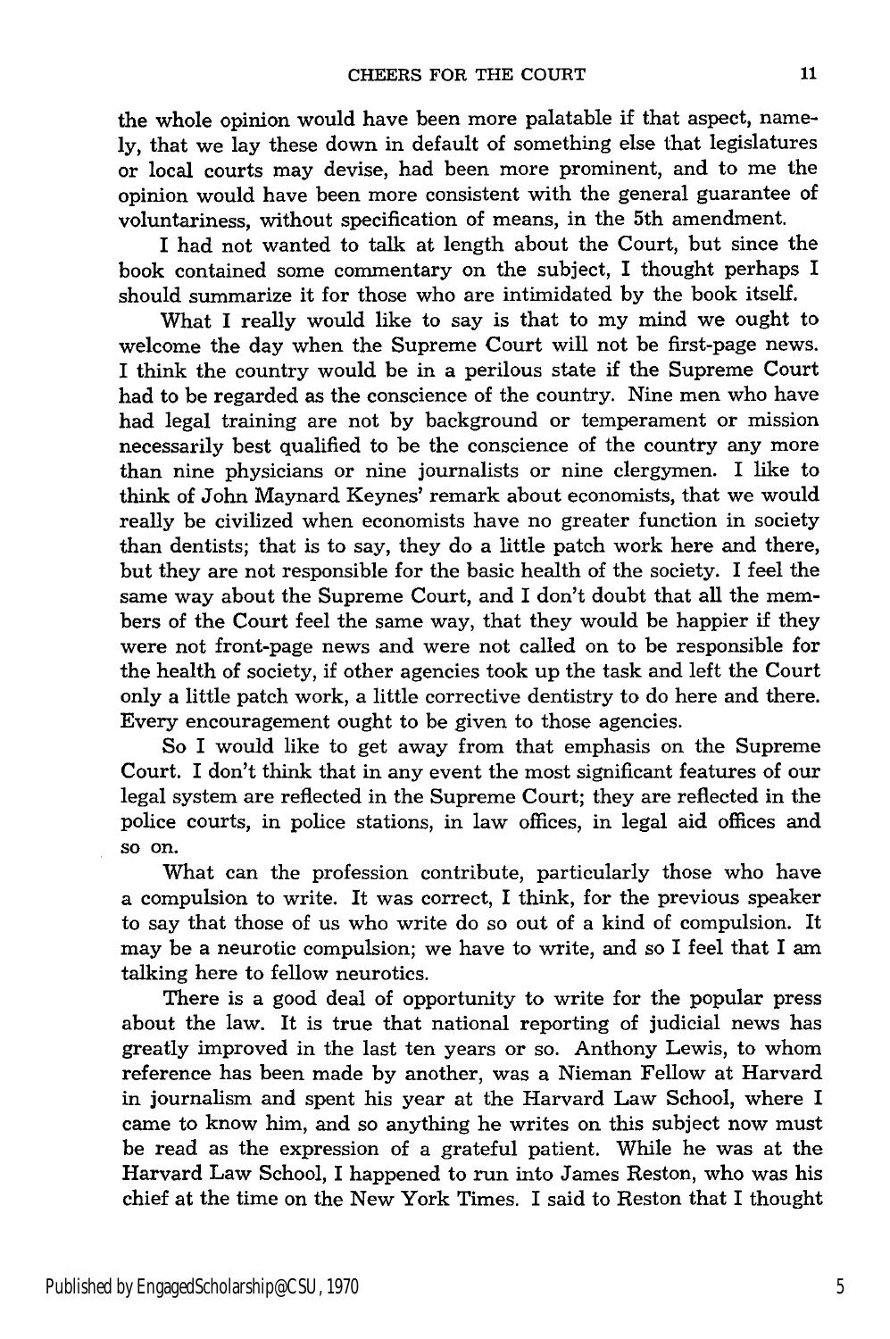the whole opinion would have been more palatable if that aspect, namely, that we lay these down in default of something else that legislatures or local courts may devise, had been more prominent, and to me the opinion would have been more consistent with the general guarantee of voluntariness, without specification of means, in the 5th amendment.

I had not wanted to talk at length about the Court, but since the book contained some commentary on the subject, I thought perhaps I should summarize it for those who are intimidated by the book itself.

What I really would like to say is that to my mind we ought to welcome the day when the Supreme Court will not be first-page news. I think the country would be in a perilous state if the Supreme Court had to be regarded as the conscience of the country. Nine men who have had legal training are not by background or temperament or mission necessarily best qualified to be the conscience of the country any more than nine physicians or nine journalists or nine clergymen. I like to think of John Maynard Keynes' remark about economists, that we would really be civilized when economists have no greater function in society than dentists; that is to say, they do a little patch work here and there, but they are not responsible for the basic health of the society. I feel the same way about the Supreme Court, and I don't doubt that all the members of the Court feel the same way, that they would be happier if they were not front-page news and were not called on to be responsible for the health of society, if other agencies took up the task and left the Court only a little patch work, a little corrective dentistry to do here and there. Every encouragement ought to be given to those agencies.

So I would like to get away from that emphasis on the Supreme Court. I don't think that in any event the most significant features of our legal system are reflected in the Supreme Court; they are reflected in the police courts, in police stations, in law offices, in legal aid offices and so on.

What can the profession contribute, particularly those who have a compulsion to write. It was correct, I think, for the previous speaker to say that those of us who write do so out of a kind of compulsion. It may be a neurotic compulsion; we have to write, and so I feel that I am talking here to fellow neurotics.

There is a good deal of opportunity to write for the popular press about the law. It is true that national reporting of judicial news has greatly improved in the last ten years or so. Anthony Lewis, to whom reference has been made by another, was a Nieman Fellow at Harvard in journalism and spent his year at the Harvard Law School, where I came to know him, and so anything he writes on this subject now must be read as the expression of a grateful patient. While he was at the Harvard Law School, I happened to run into James Reston, who was his chief at the time on the New York Times. I said to Reston that I thought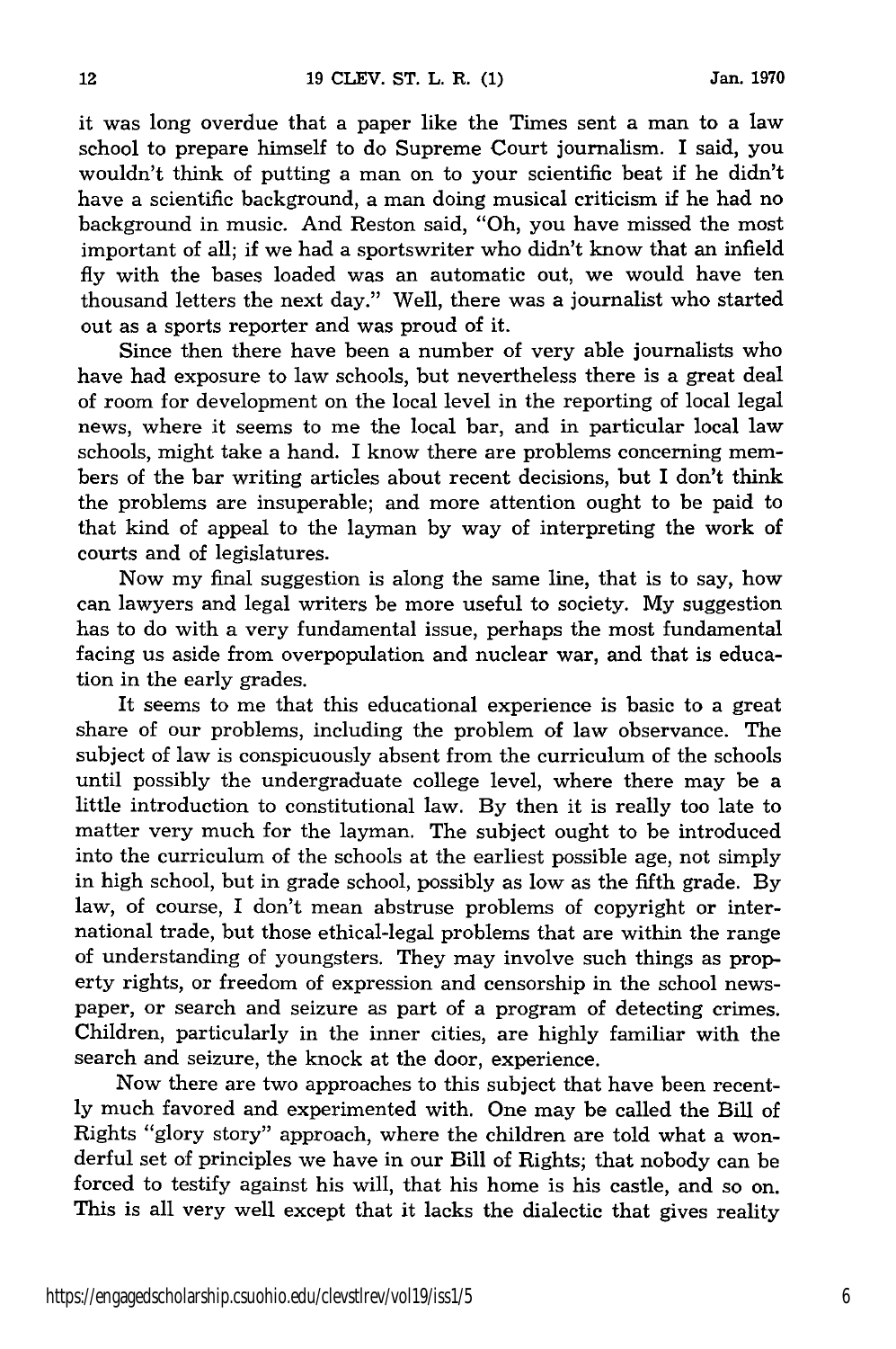it was long overdue that a paper like the Times sent a man to a law school to prepare himself to do Supreme Court journalism. I said, you wouldn't think of putting a man on to your scientific beat if he didn't have a scientific background, a man doing musical criticism if he had no background in music. And Reston said, "Oh, you have missed the most important of all; if we had a sportswriter who didn't know that an infield fly with the bases loaded was an automatic out, we would have ten thousand letters the next day." Well, there was a journalist who started out as a sports reporter and was proud of it.

Since then there have been a number of very able journalists who have had exposure to law schools, but nevertheless there is a great deal of room for development on the local level in the reporting of local legal news, where it seems to me the local bar, and in particular local law schools, might take a hand. I know there are problems concerning members of the bar writing articles about recent decisions, but I don't think the problems are insuperable; and more attention ought to be paid to that kind of appeal to the layman by way of interpreting the work of courts and of legislatures.

Now my final suggestion is along the same line, that is to say, how can lawyers and legal writers be more useful to society. My suggestion has to do with a very fundamental issue, perhaps the most fundamental facing us aside from overpopulation and nuclear war, and that is education in the early grades.

It seems to me that this educational experience is basic to a great share of our problems, including the problem of law observance. The subject of law is conspicuously absent from the curriculum of the schools until possibly the undergraduate college level, where there may be a little introduction to constitutional law. By then it is really too late to matter very much for the layman. The subject ought to be introduced into the curriculum of the schools at the earliest possible age, not simply in high school, but in grade school, possibly as low as the fifth grade. By law, of course, I don't mean abstruse problems of copyright or international trade, but those ethical-legal problems that are within the range of understanding of youngsters. They may involve such things as property rights, or freedom of expression and censorship in the school newspaper, or search and seizure as part of a program of detecting crimes. Children, particularly in the inner cities, are highly familiar with the search and seizure, the knock at the door, experience.

Now there are two approaches to this subject that have been recently much favored and experimented with. One may be called the Bill of Rights "glory story" approach, where the children are told what a wonderful set of principles we have in our Bill of Rights; that nobody can be forced to testify against his will, that his home is his castle, and so on. This is all very well except that it lacks the dialectic that gives reality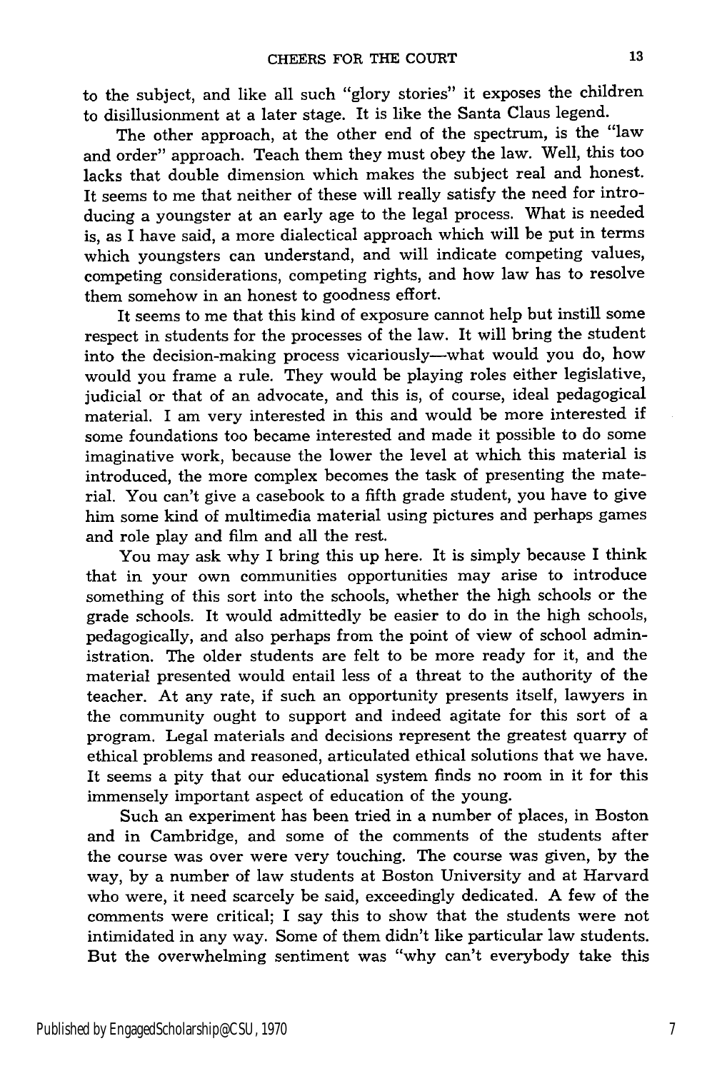to the subject, and like all such "glory stories" it exposes the children to disillusionment at a later stage. It is like the Santa Claus legend.

The other approach, at the other end of the spectrum, is the "law and order" approach. Teach them they must obey the law. Well, this too lacks that double dimension which makes the subject real and honest. It seems to me that neither of these will really satisfy the need for introducing a youngster at an early age to the legal process. What is needed is, as I have said, a more dialectical approach which will be put in terms which youngsters can understand, and will indicate competing values, competing considerations, competing rights, and how law has to resolve them somehow in an honest to goodness effort.

It seems to me that this kind of exposure cannot help but instill some respect in students for the processes of the law. It will bring the student into the decision-making process vicariously—what would you do, how would you frame a rule. They would be playing roles either legislative, judicial or that of an advocate, and this is, of course, ideal pedagogical material. I am very interested in this and would be more interested if some foundations too became interested and made it possible to do some imaginative work, because the lower the level at which this material is introduced, the more complex becomes the task of presenting the material. You can't give a casebook to a fifth grade student, you have to give him some kind of multimedia material using pictures and perhaps games and role play and film and all the rest.

You may ask why I bring this up here. It is simply because I think that in your own communities opportunities may arise to introduce something of this sort into the schools, whether the high schools or the grade schools. It would admittedly be easier to do in the high schools, pedagogically, and also perhaps from the point of view of school administration. The older students are felt to be more ready for it, and the material presented would entail less of a threat to the authority of the teacher. At any rate, if such an opportunity presents itself, lawyers in the community ought to support and indeed agitate for this sort of a program. Legal materials and decisions represent the greatest quarry of ethical problems and reasoned, articulated ethical solutions that we have. It seems a pity that our educational system finds no room in it for this immensely important aspect of education of the young.

Such an experiment has been tried in a number of places, in Boston and in Cambridge, and some of the comments of the students after the course was over were very touching. The course was given, by the way, by a number of law students at Boston University and at Harvard who were, it need scarcely be said, exceedingly dedicated. A few of the comments were critical; I say this to show that the students were not intimidated in any way. Some of them didn't like particular law students. But the overwhelming sentiment was "why can't everybody take this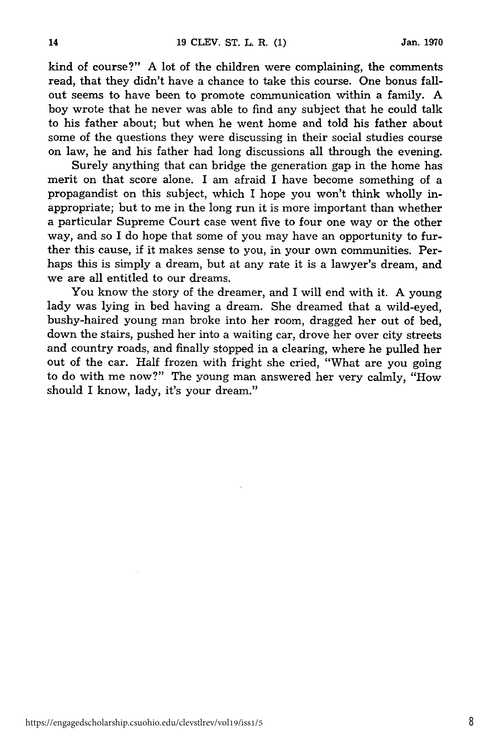kind of course?" A lot of the children were complaining, the comments read, that they didn't have a chance to take this course. One bonus fall-out seems to have been to promote communication within a family. A boy wrote that he never was able to find any subject that he could talk to his father about; but when he went home and told his father about some of the questions they were discussing in their social studies course on law, he and his father had long discussions all through the evening.

Surely anything that can bridge the generation gap in the home has merit on that score alone. I am afraid I have become something of a propagandist on this subject, which I hope you won't think wholly inappropriate; but to me in the long run it is more important than whether a particular Supreme Court case went five to four one way or the other way, and so I do hope that some of you may have an opportunity to further this cause, if it makes sense to you, in your own communities. Perhaps this is simply a dream, but at any rate it is a lawyer's dream, and we are all entitled to our dreams.

You know the story of the dreamer, and I will end with it. A young lady was lying in bed having a dream. She dreamed that a wild-eyed, bushy-haired young man broke into her room, dragged her out of bed, down the stairs, pushed her into a waiting car, drove her over city streets and country roads, and finally stopped in a clearing, where he pulled her out of the car. Half frozen with fright she cried, "What are you going to do with me now?" The young man answered her very calmly, "How should I know, lady, it's your dream."